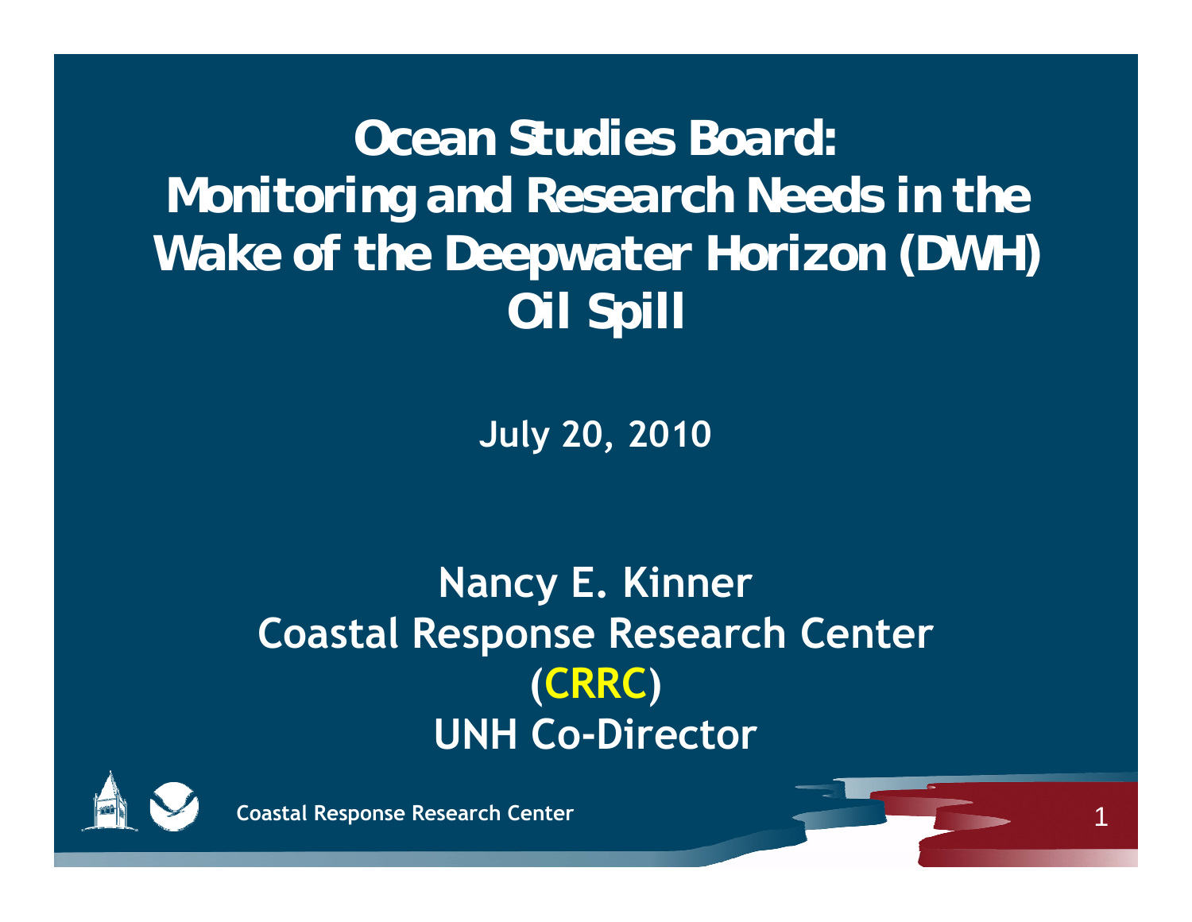# Ocean Studies Board: Monitoring and Research Needs in the Wake of the Deepwater Horizon (DWH) Oil Spill

July 20, 2010

**Nancy E. Kinner**
**Coastal Response Research Center (CRRC)**
**UNH Co-Director**

Coastal Response Research Center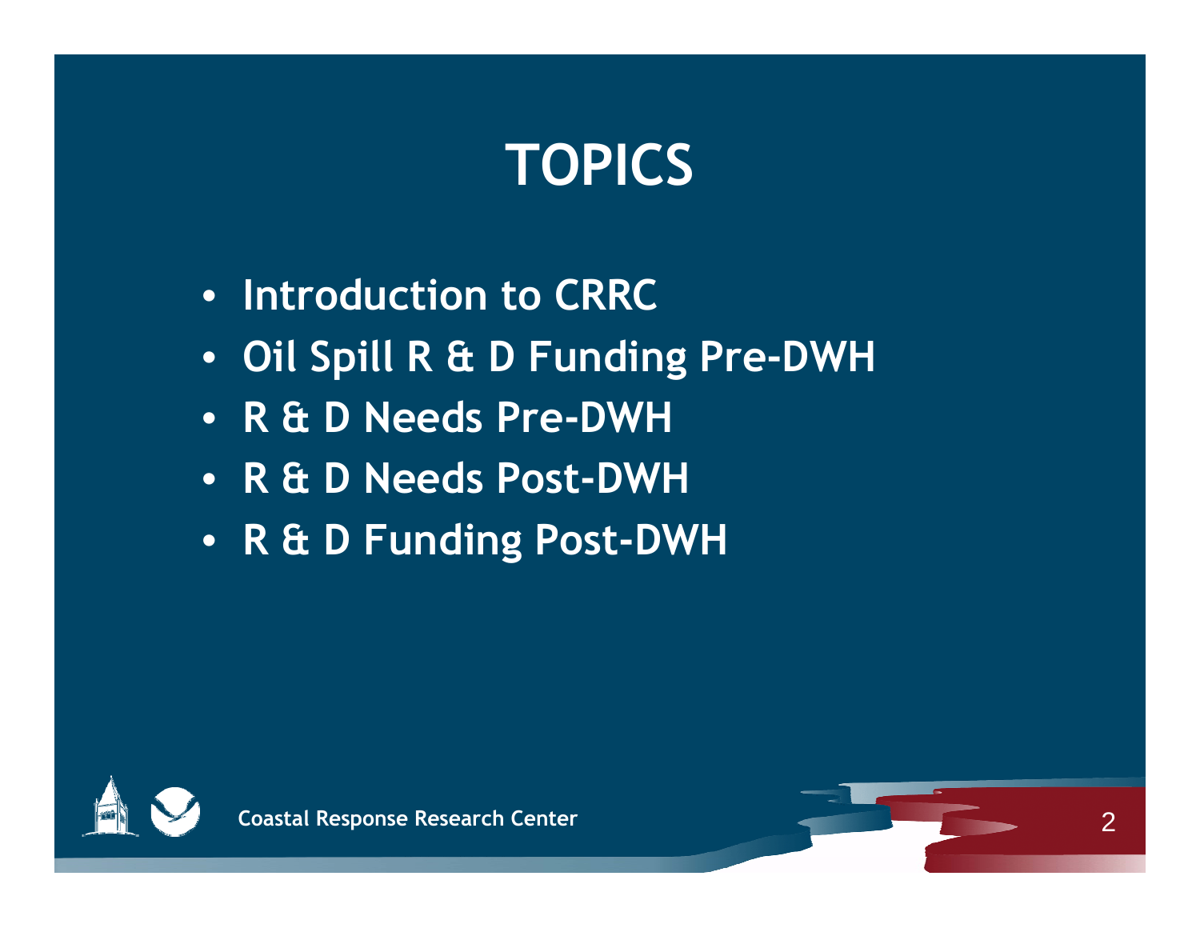# TOPICS

- Introduction to CRRC
- Oil Spill R & D Funding Pre-DWH
- R & D Needs Pre-DWH
- R & D Needs Post-DWH
- R & D Funding Post-DWH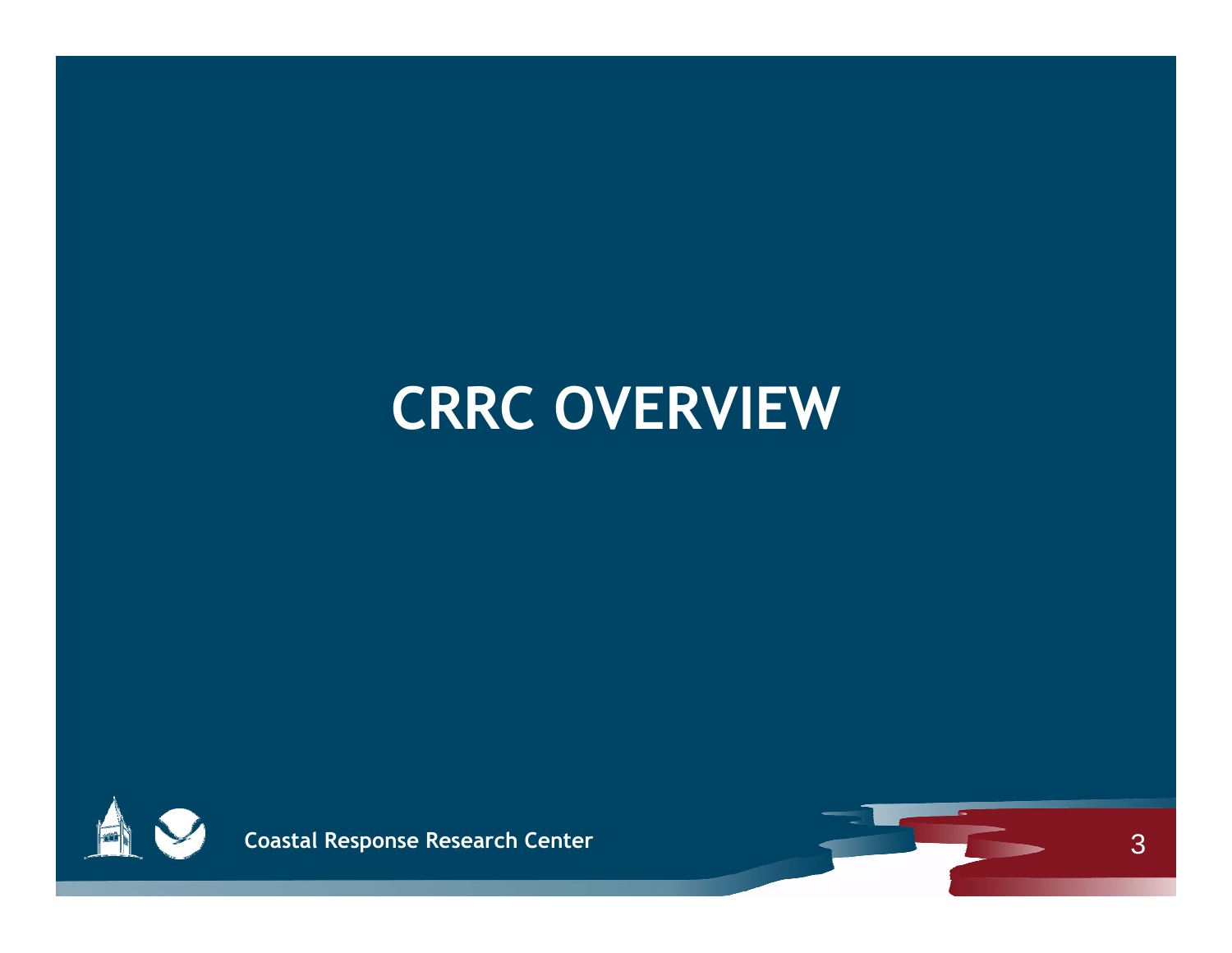# CRRC OVERVIEW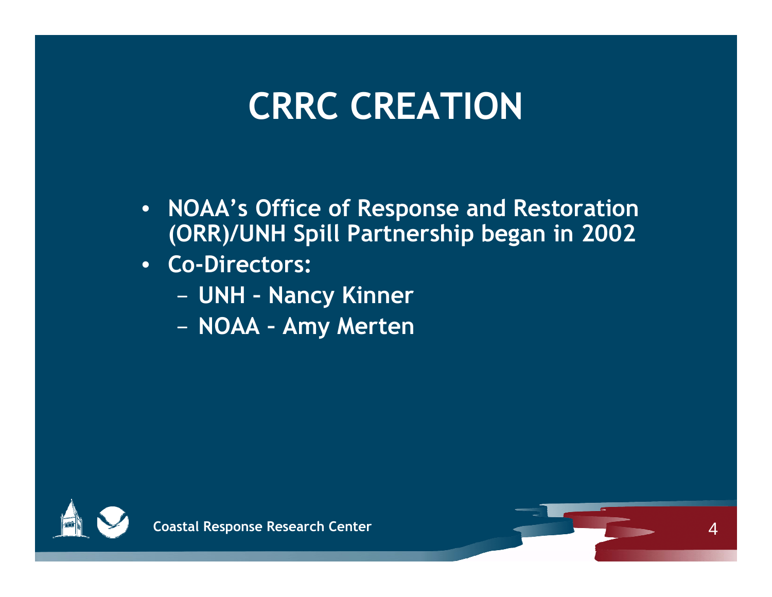# CRRC CREATION

- NOAA's Office of Response and Restoration (ORR)/UNH Spill Partnership began in 2002
- Co-Directors:
  - UNH - Nancy Kinner
  - NOAA – Amy Merten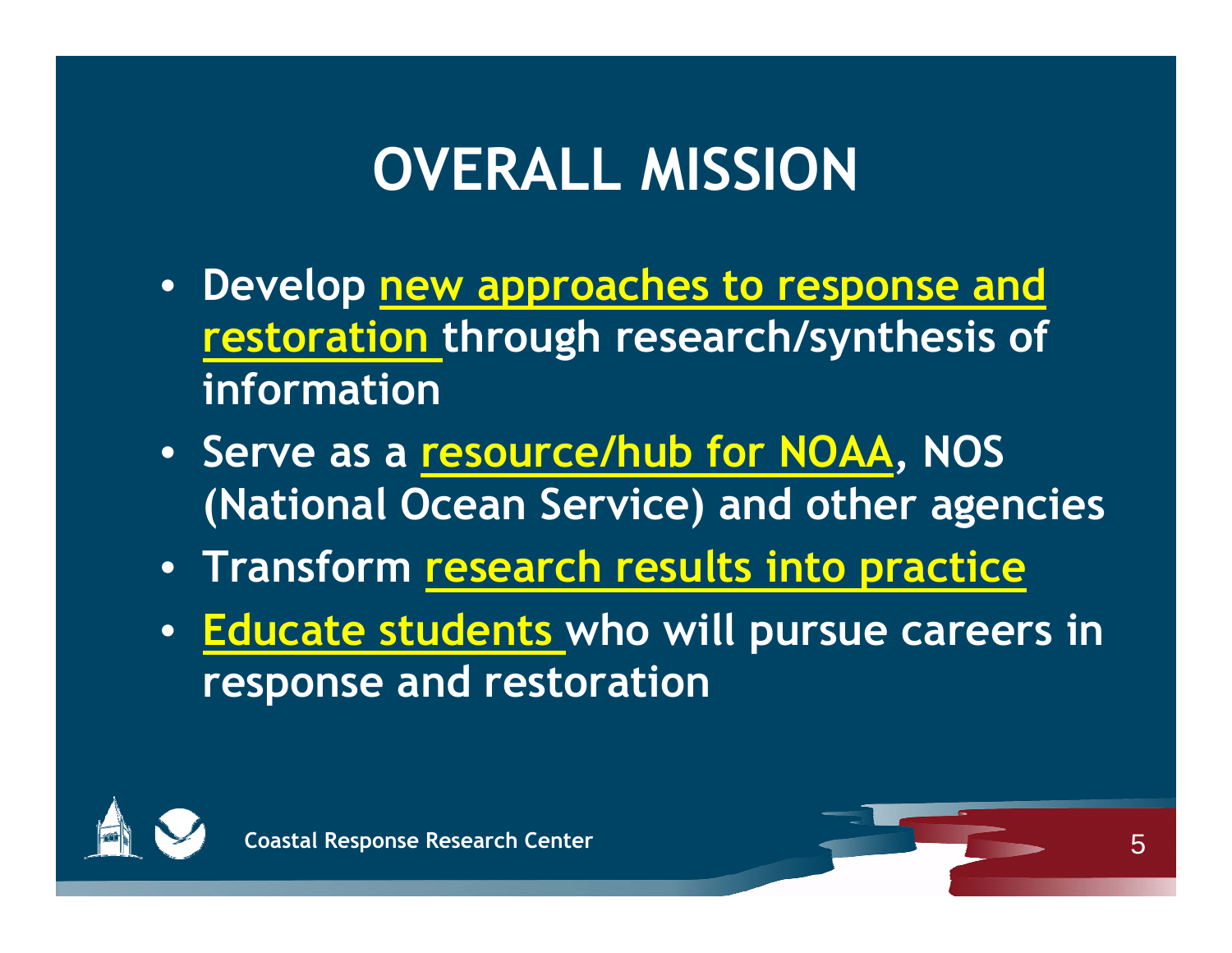# OVERALL MISSION

- Develop new approaches to response and restoration through research/synthesis of information
- Serve as a resource/hub for NOAA, NOS (National Ocean Service) and other agencies
- Transform research results into practice
- Educate students who will pursue careers in response and restoration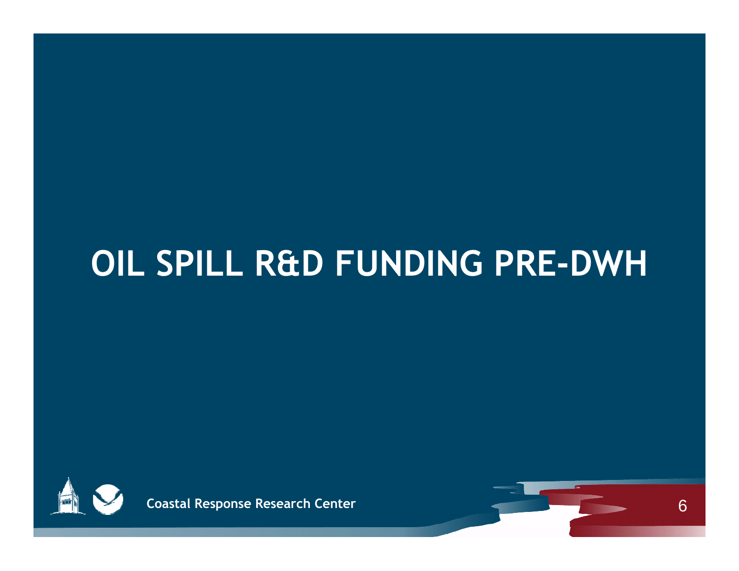# OIL SPILL R&D FUNDING PRE-DWH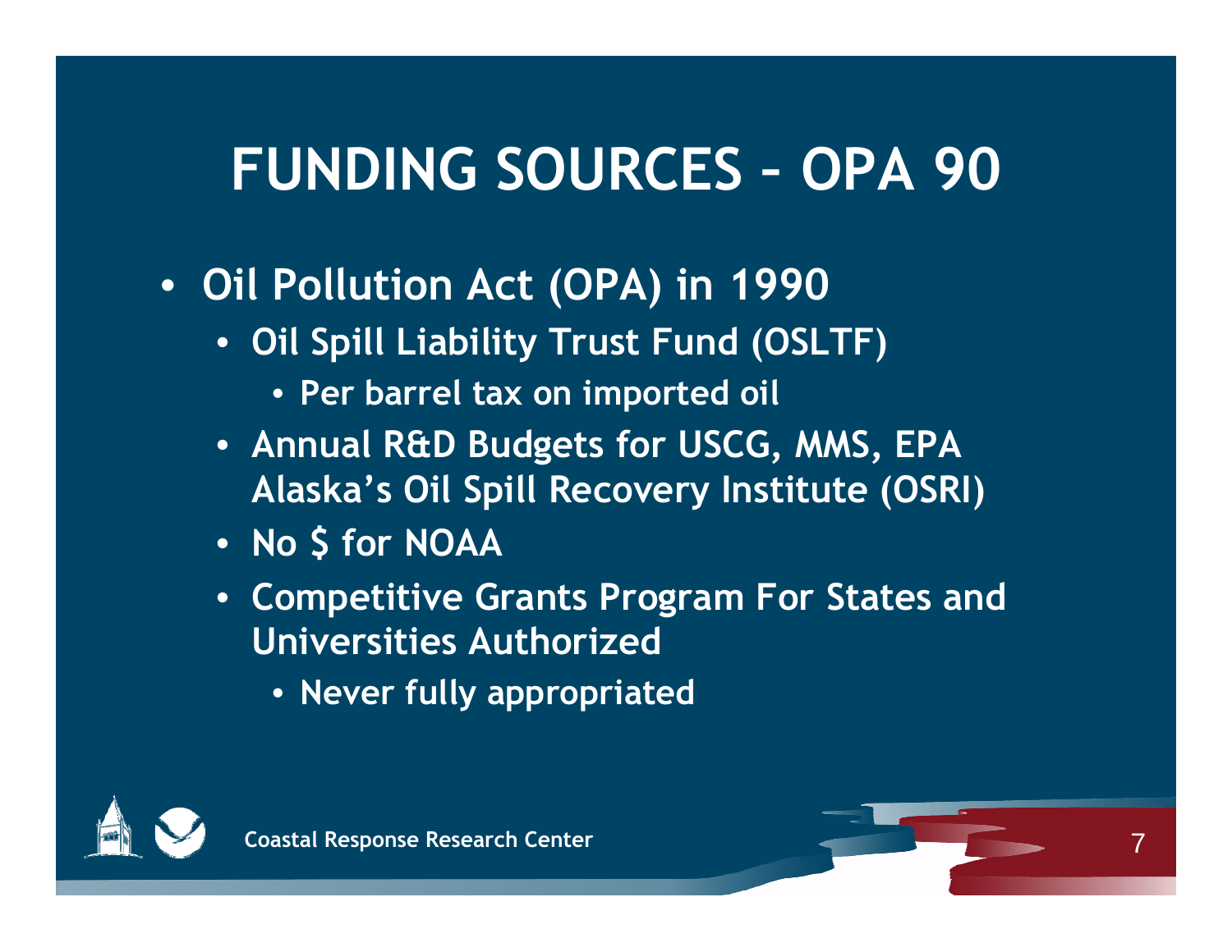# FUNDING SOURCES – OPA 90

- Oil Pollution Act (OPA) in 1990
  - Oil Spill Liability Trust Fund (OSLTF)
    - Per barrel tax on imported oil
  - Annual R&D Budgets for USCG, MMS, EPA Alaska's Oil Spill Recovery Institute (OSRI)
  - No $ for NOAA
  - Competitive Grants Program For States and Universities Authorized
    - Never fully appropriated

Coastal Response Research Center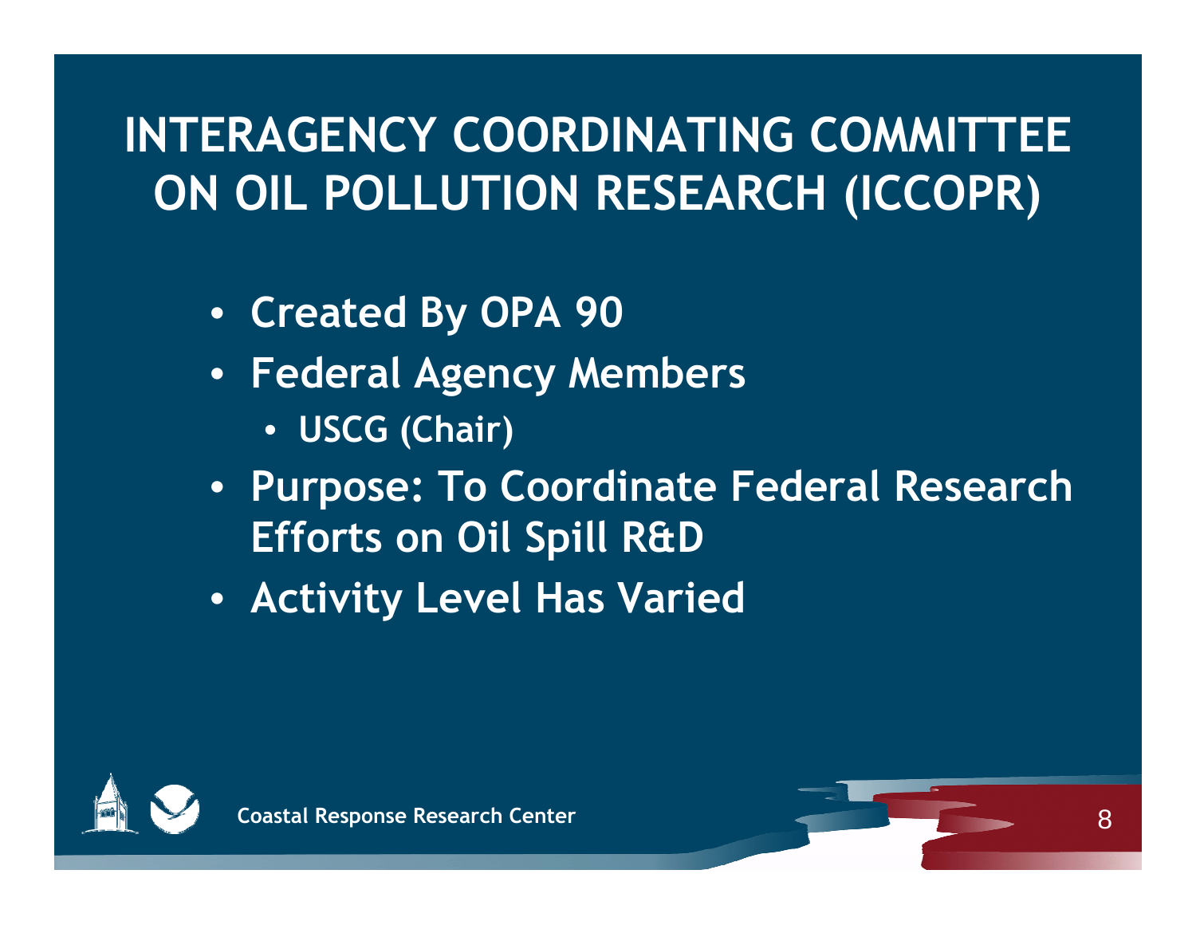# INTERAGENCY COORDINATING COMMITTEE ON OIL POLLUTION RESEARCH (ICCOPR)

- Created By OPA 90
- Federal Agency Members
  - USCG (Chair)
- Purpose: To Coordinate Federal Research Efforts on Oil Spill R&D
- Activity Level Has Varied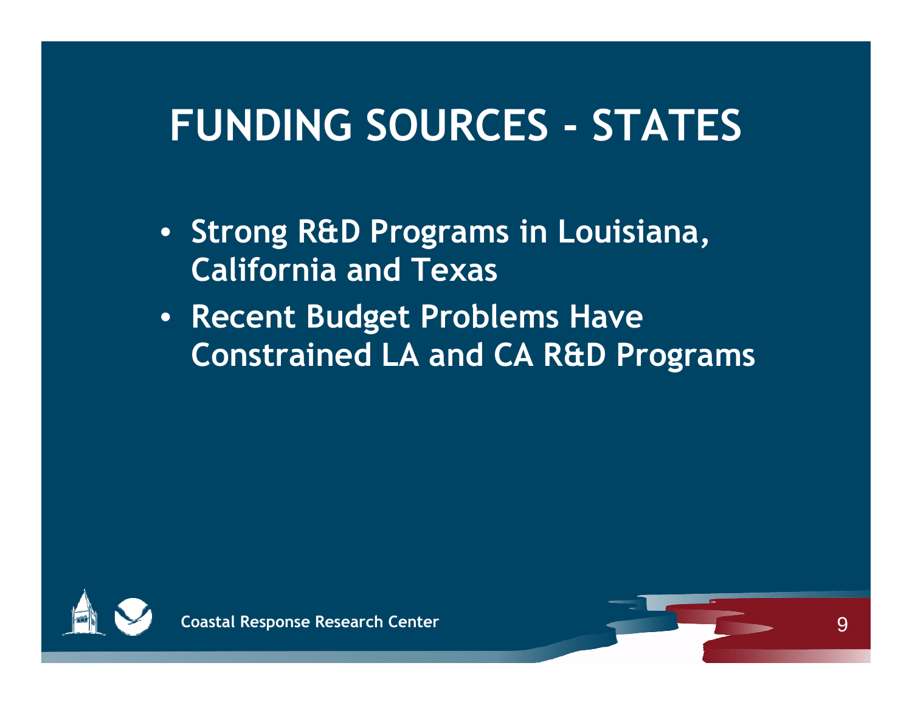# FUNDING SOURCES - STATES

- Strong R&D Programs in Louisiana, California and Texas
- Recent Budget Problems Have Constrained LA and CA R&D Programs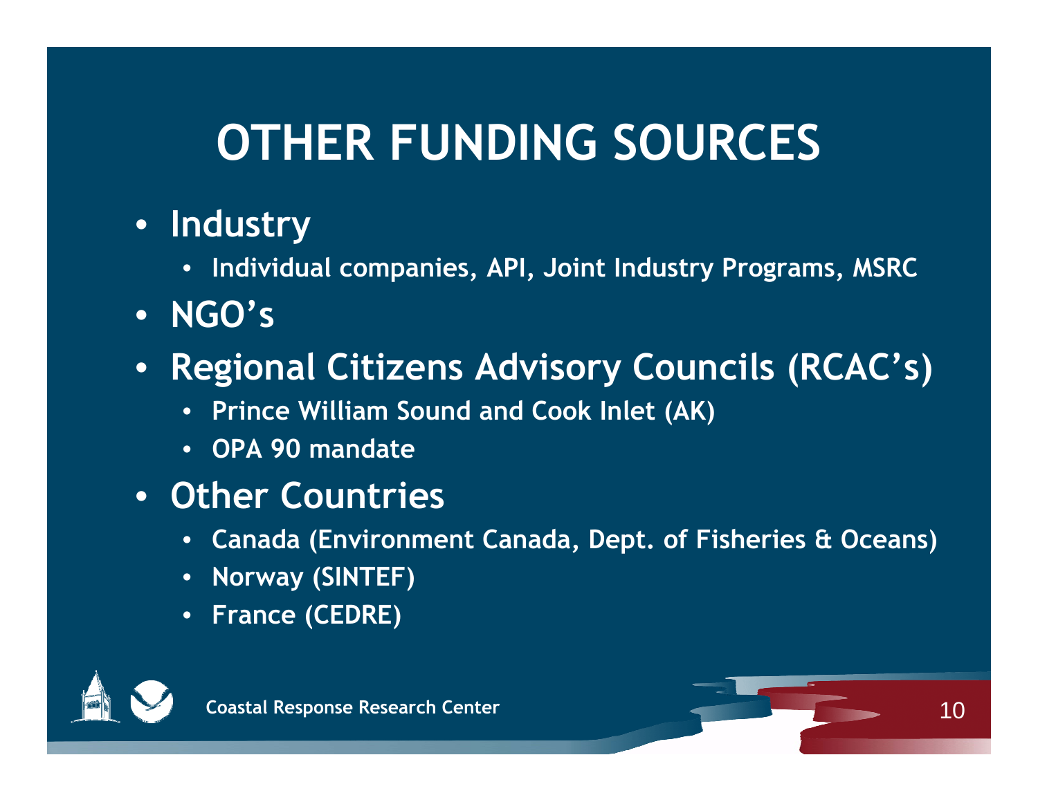# OTHER FUNDING SOURCES

- **Industry**
  - **Individual companies, API, Joint Industry Programs, MSRC**
- **NGO's**
- **Regional Citizens Advisory Councils (RCAC's)**
  - **Prince William Sound and Cook Inlet (AK)**
  - **OPA 90 mandate**
- **Other Countries**
  - **Canada (Environment Canada, Dept. of Fisheries & Oceans)**
  - **Norway (SINTEF)**
  - **France (CEDRE)**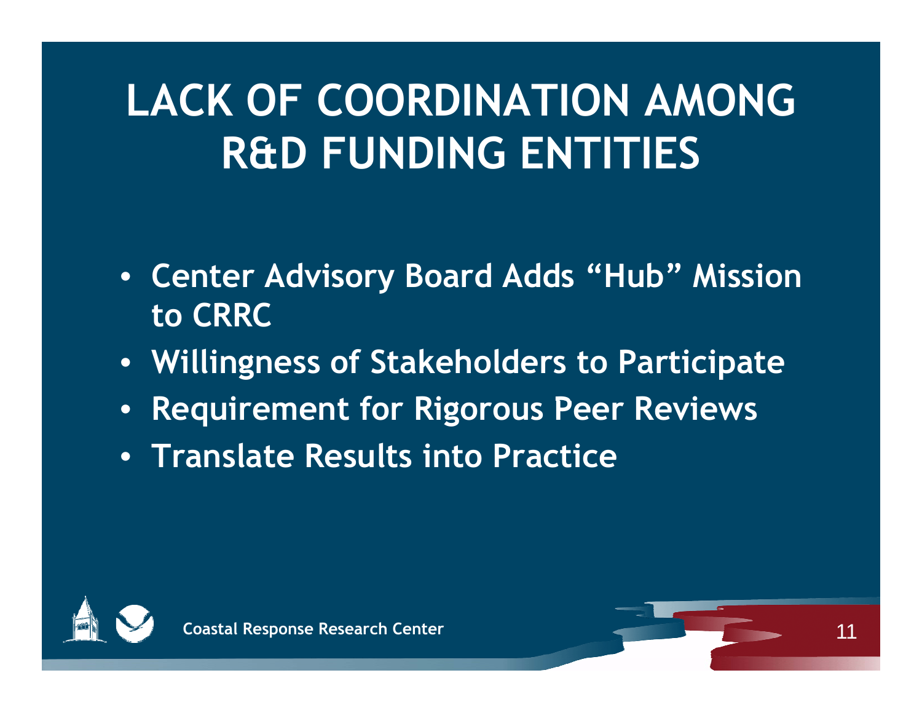# LACK OF COORDINATION AMONG R&D FUNDING ENTITIES

- **Center Advisory Board Adds "Hub" Mission to CRRC**
- **Willingness of Stakeholders to Participate**
- **Requirement for Rigorous Peer Reviews**
- **Translate Results into Practice**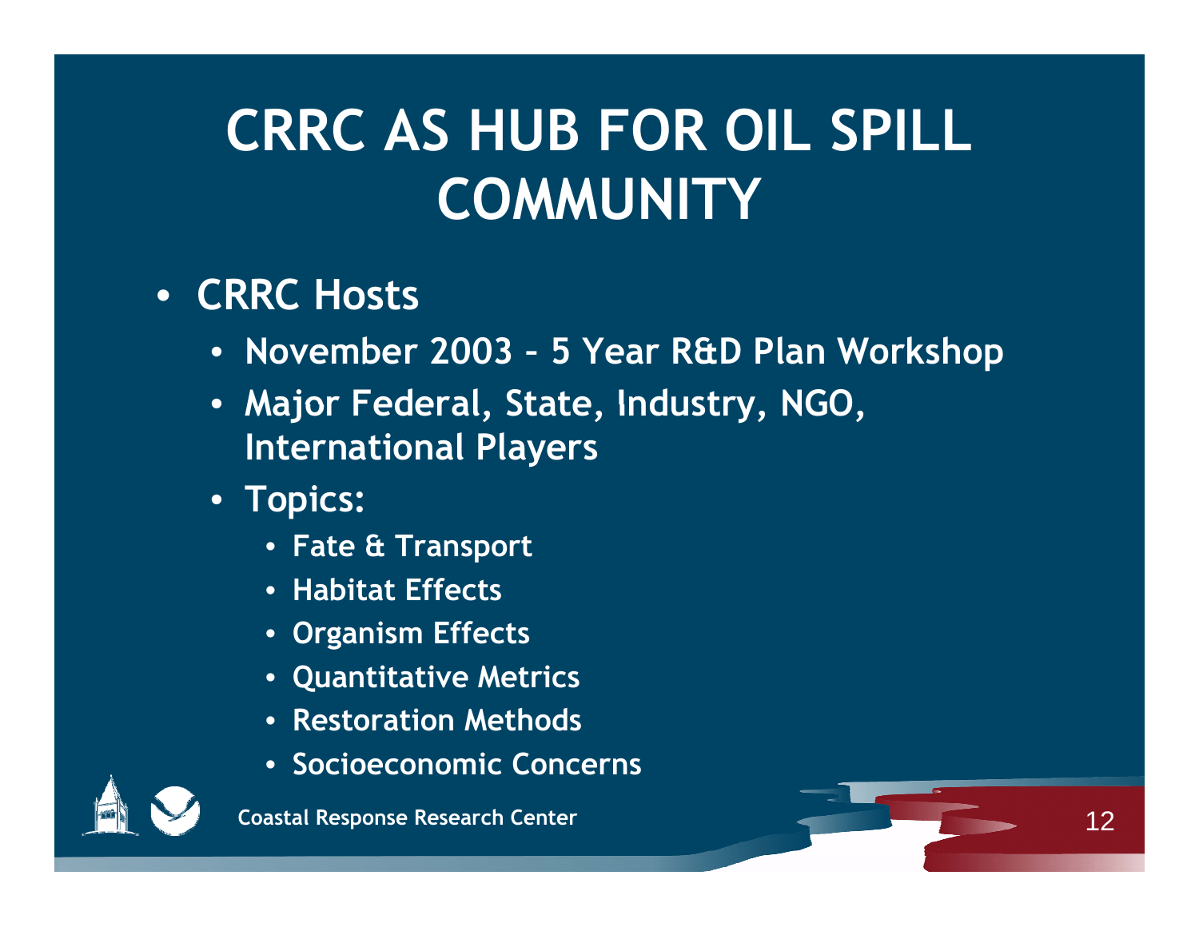# CRRC AS HUB FOR OIL SPILL COMMUNITY

- CRRC Hosts
  - November 2003 – 5 Year R&D Plan Workshop
  - Major Federal, State, Industry, NGO, International Players
  - Topics:
    - Fate & Transport
    - Habitat Effects
    - Organism Effects
    - Quantitative Metrics
    - Restoration Methods
    - Socioeconomic Concerns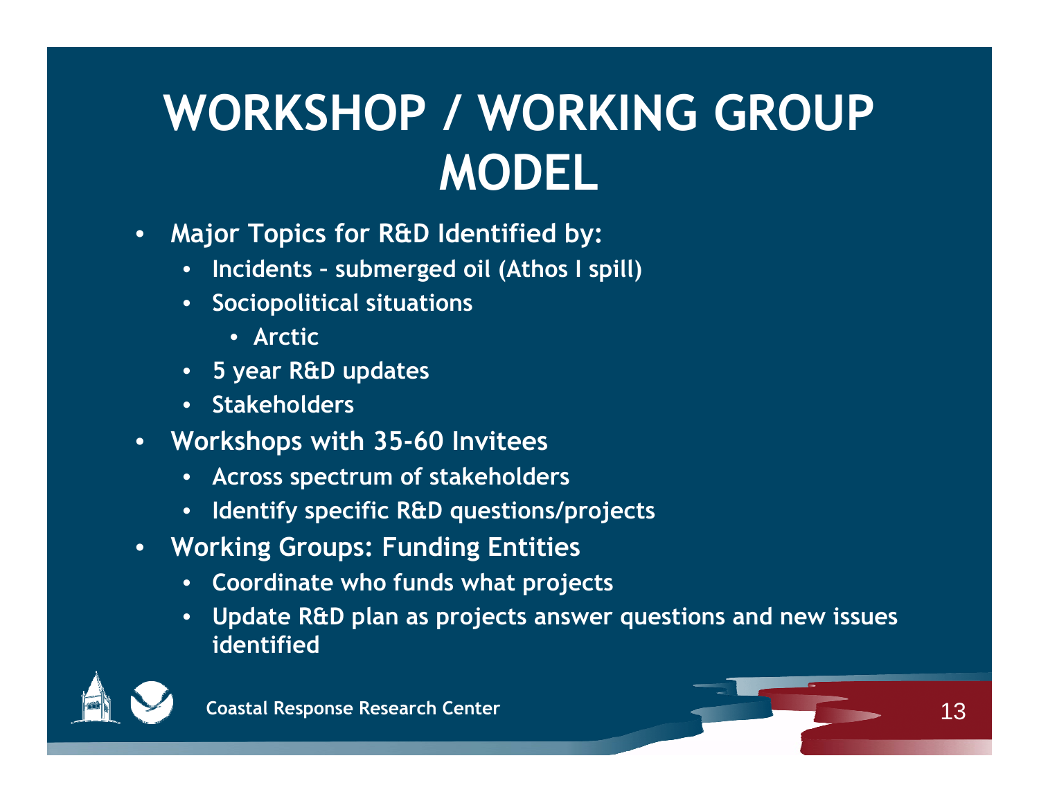# WORKSHOP / WORKING GROUP MODEL

- Major Topics for R&D Identified by:
  - Incidents – submerged oil (Athos I spill)
  - Sociopolitical situations
    - Arctic
  - 5 year R&D updates
  - Stakeholders
- Workshops with 35-60 Invitees
  - Across spectrum of stakeholders
  - Identify specific R&D questions/projects
- Working Groups: Funding Entities
  - Coordinate who funds what projects
  - Update R&D plan as projects answer questions and new issues identified

Coastal Response Research Center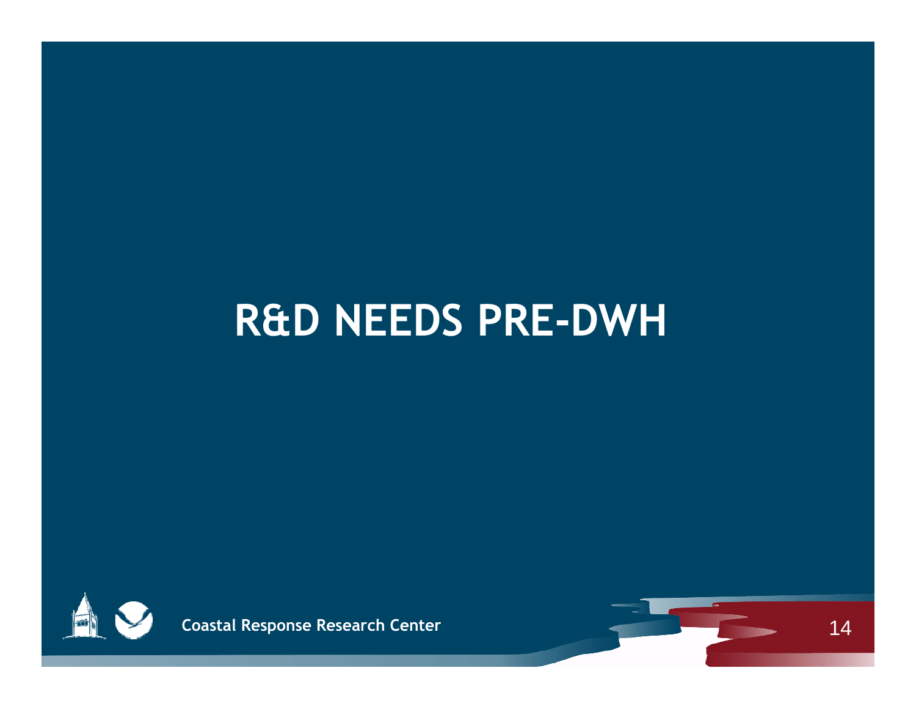# R&D NEEDS PRE-DWH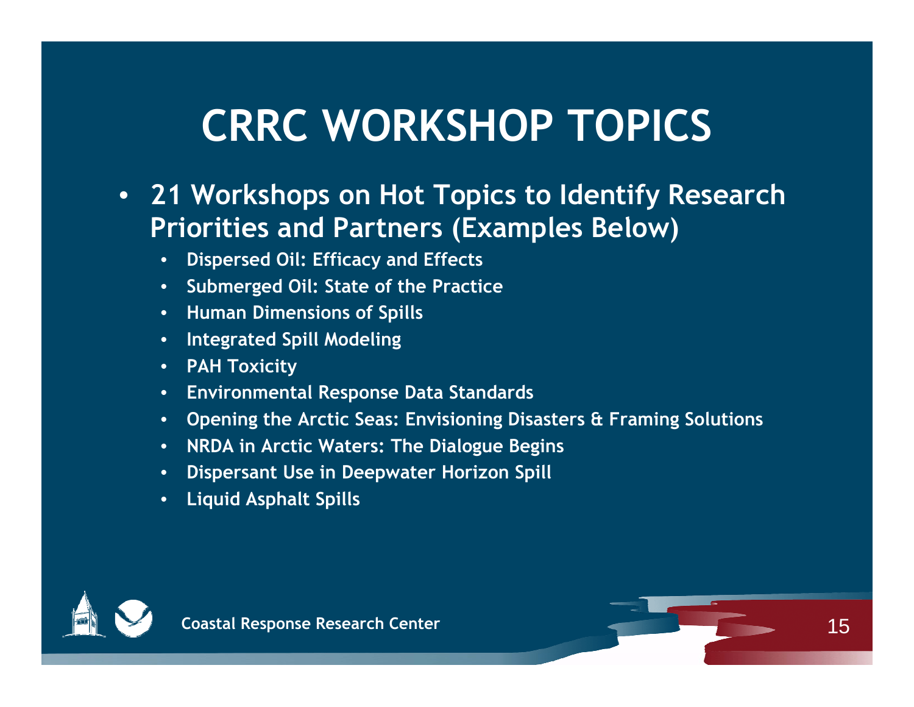# CRRC WORKSHOP TOPICS

- **21 Workshops on Hot Topics to Identify Research Priorities and Partners (Examples Below)**
  - **Dispersed Oil: Efficacy and Effects**
  - **Submerged Oil: State of the Practice**
  - **Human Dimensions of Spills**
  - **Integrated Spill Modeling**
  - **PAH Toxicity**
  - **Environmental Response Data Standards**
  - **Opening the Arctic Seas: Envisioning Disasters & Framing Solutions**
  - **NRDA in Arctic Waters: The Dialogue Begins**
  - **Dispersant Use in Deepwater Horizon Spill**
  - **Liquid Asphalt Spills**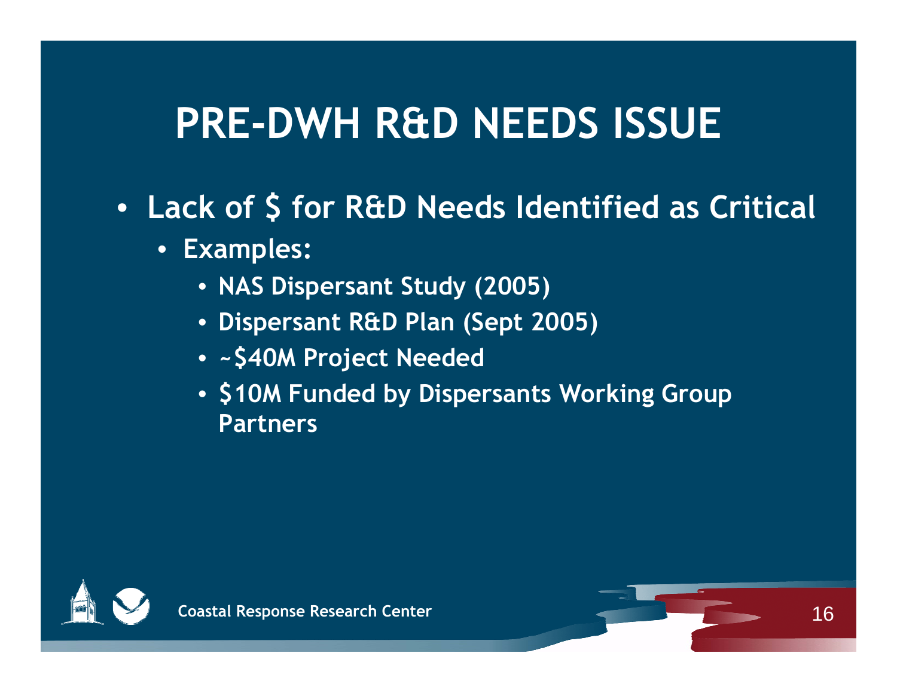# PRE-DWH R&D NEEDS ISSUE

- Lack of $ for R&D Needs Identified as Critical
  - Examples:
    - NAS Dispersant Study (2005)
    - Dispersant R&D Plan (Sept 2005)
    - ~$40M Project Needed
    - $10M Funded by Dispersants Working Group Partners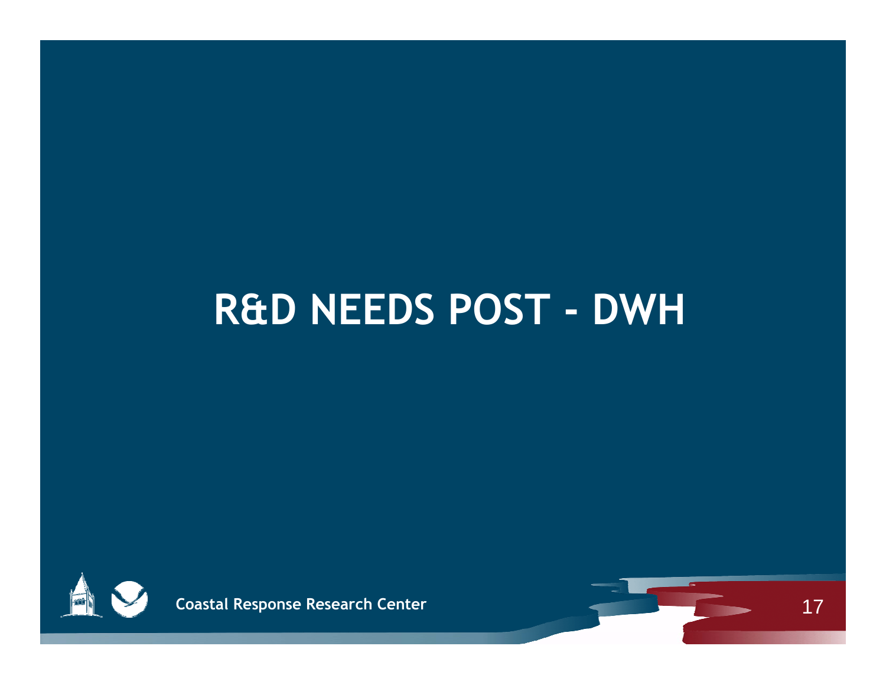# R&D NEEDS POST - DWH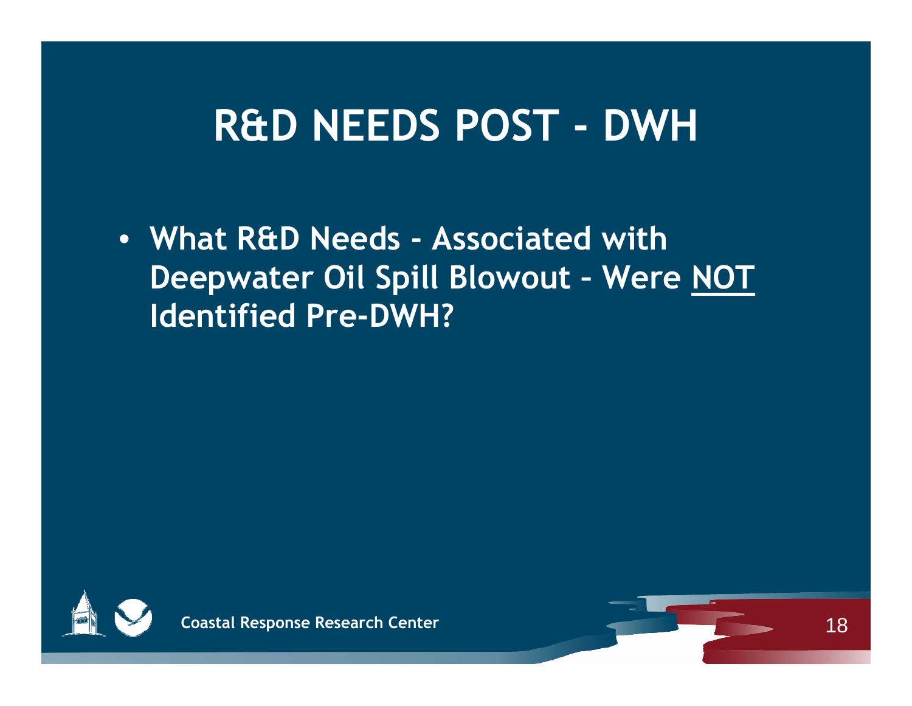# R&D NEEDS POST - DWH

- **What R&D Needs - Associated with Deepwater Oil Spill Blowout – Were <u>NOT</u> Identified Pre-DWH?**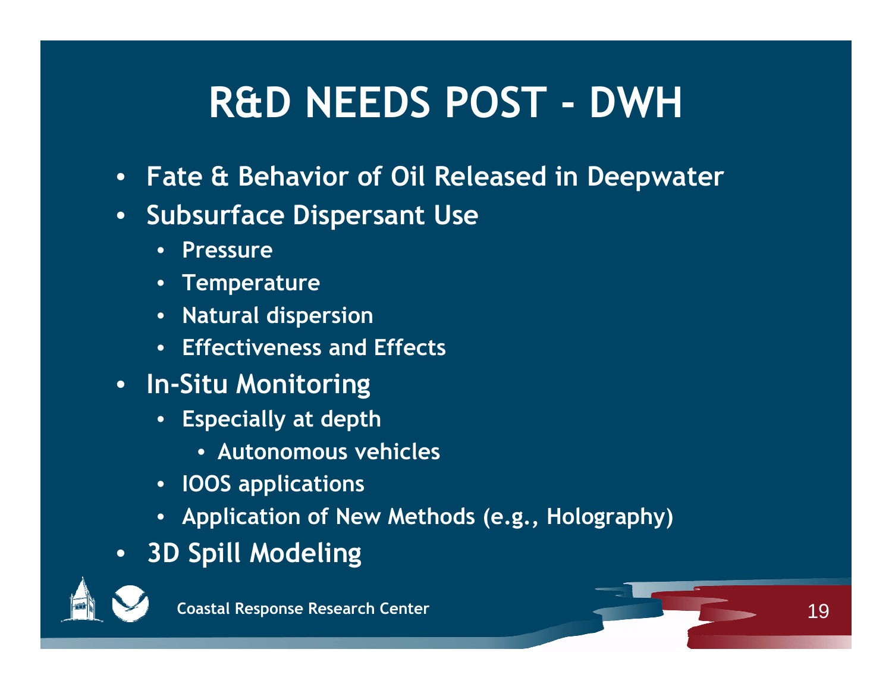# R&D NEEDS POST - DWH

- Fate & Behavior of Oil Released in Deepwater
- Subsurface Dispersant Use
  - Pressure
  - Temperature
  - Natural dispersion
  - Effectiveness and Effects
- In-Situ Monitoring
  - Especially at depth
    - Autonomous vehicles
  - IOOS applications
  - Application of New Methods (e.g., Holography)
- 3D Spill Modeling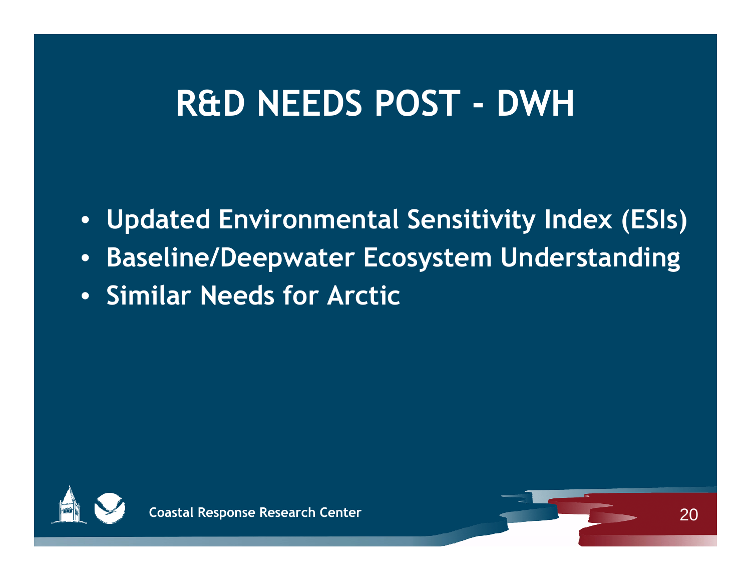# R&D NEEDS POST - DWH

- Updated Environmental Sensitivity Index (ESIs)
- Baseline/Deepwater Ecosystem Understanding
- Similar Needs for Arctic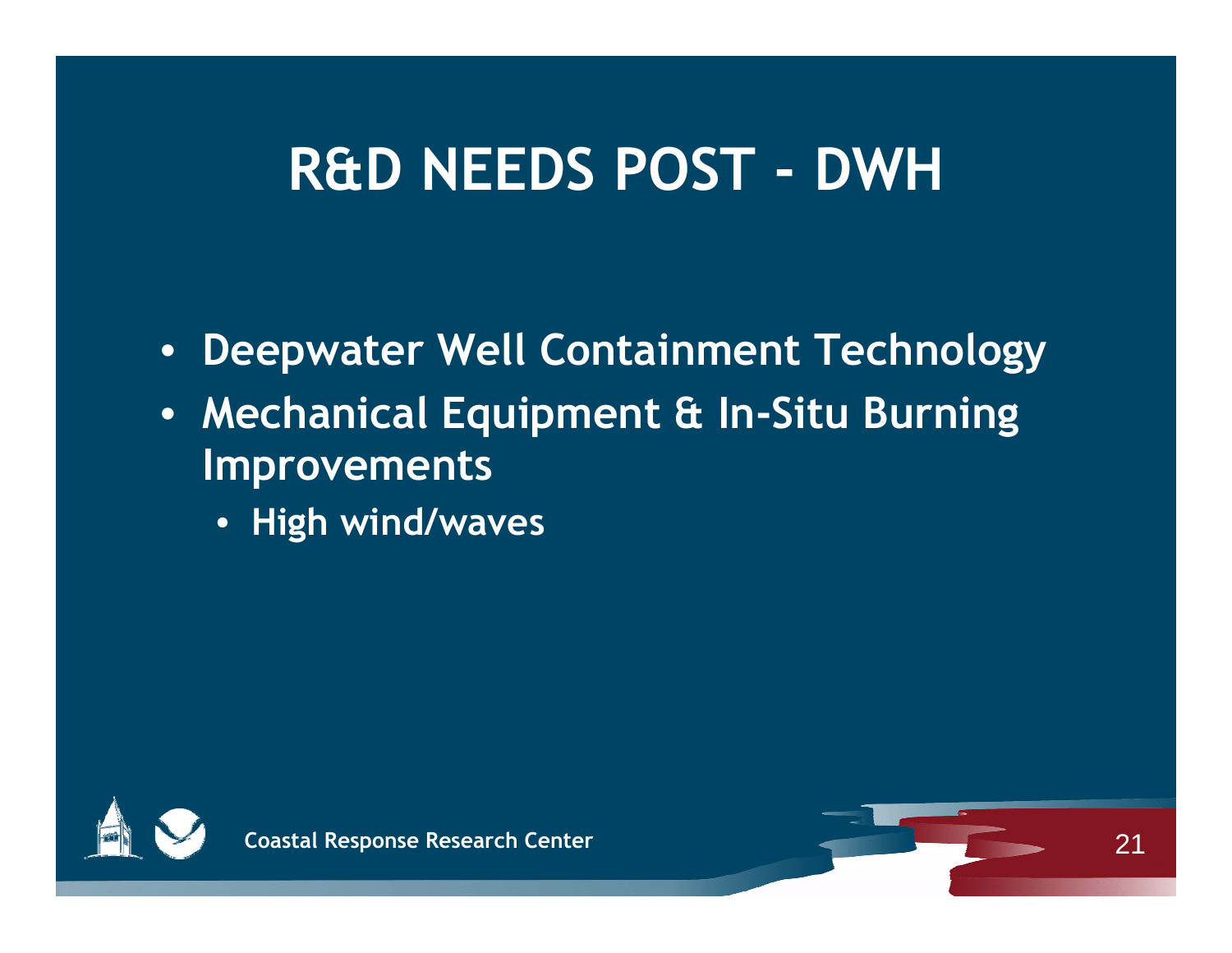# R&D NEEDS POST - DWH

- Deepwater Well Containment Technology
- Mechanical Equipment & In-Situ Burning Improvements
  - High wind/waves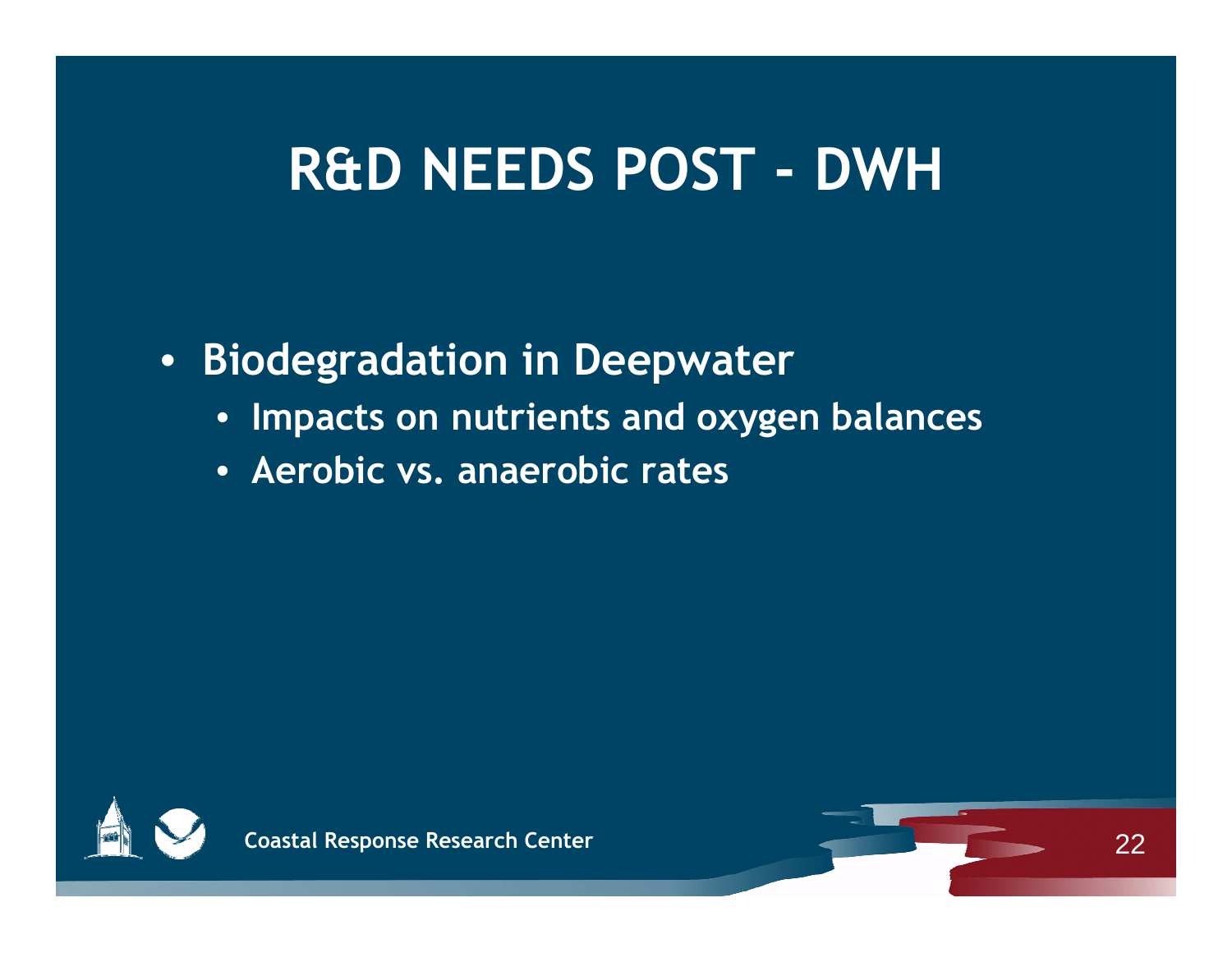# R&D NEEDS POST - DWH

- **Biodegradation in Deepwater**
  - **Impacts on nutrients and oxygen balances**
  - **Aerobic vs. anaerobic rates**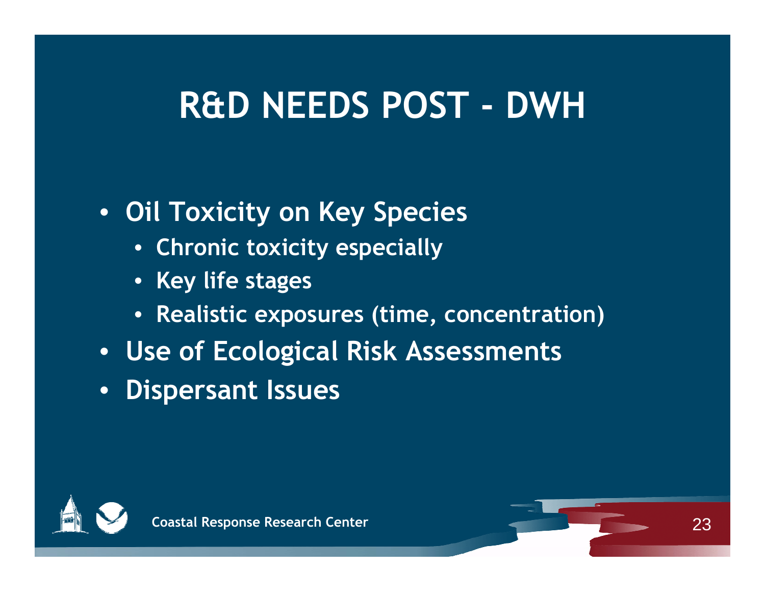# R&D NEEDS POST - DWH

- Oil Toxicity on Key Species
  - Chronic toxicity especially
  - Key life stages
  - Realistic exposures (time, concentration)
- Use of Ecological Risk Assessments
- Dispersant Issues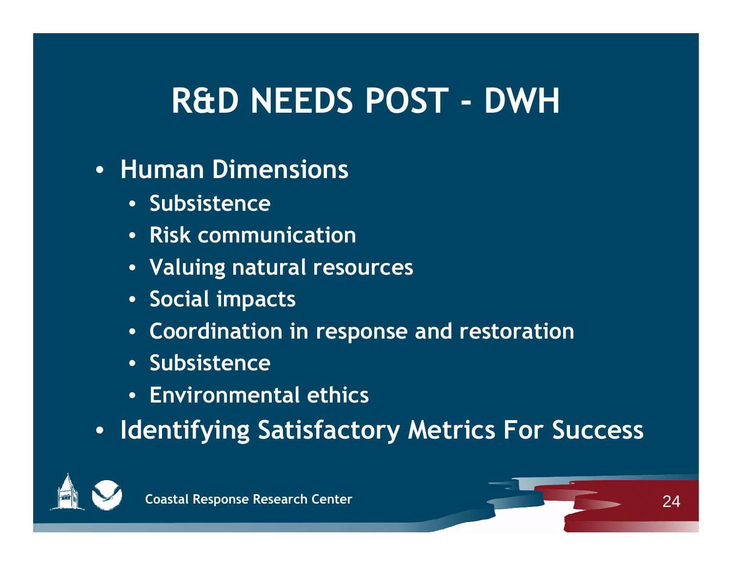# R&D NEEDS POST - DWH

- **Human Dimensions**
  - **Subsistence**
  - **Risk communication**
  - **Valuing natural resources**
  - **Social impacts**
  - **Coordination in response and restoration**
  - **Subsistence**
  - **Environmental ethics**
- **Identifying Satisfactory Metrics For Success**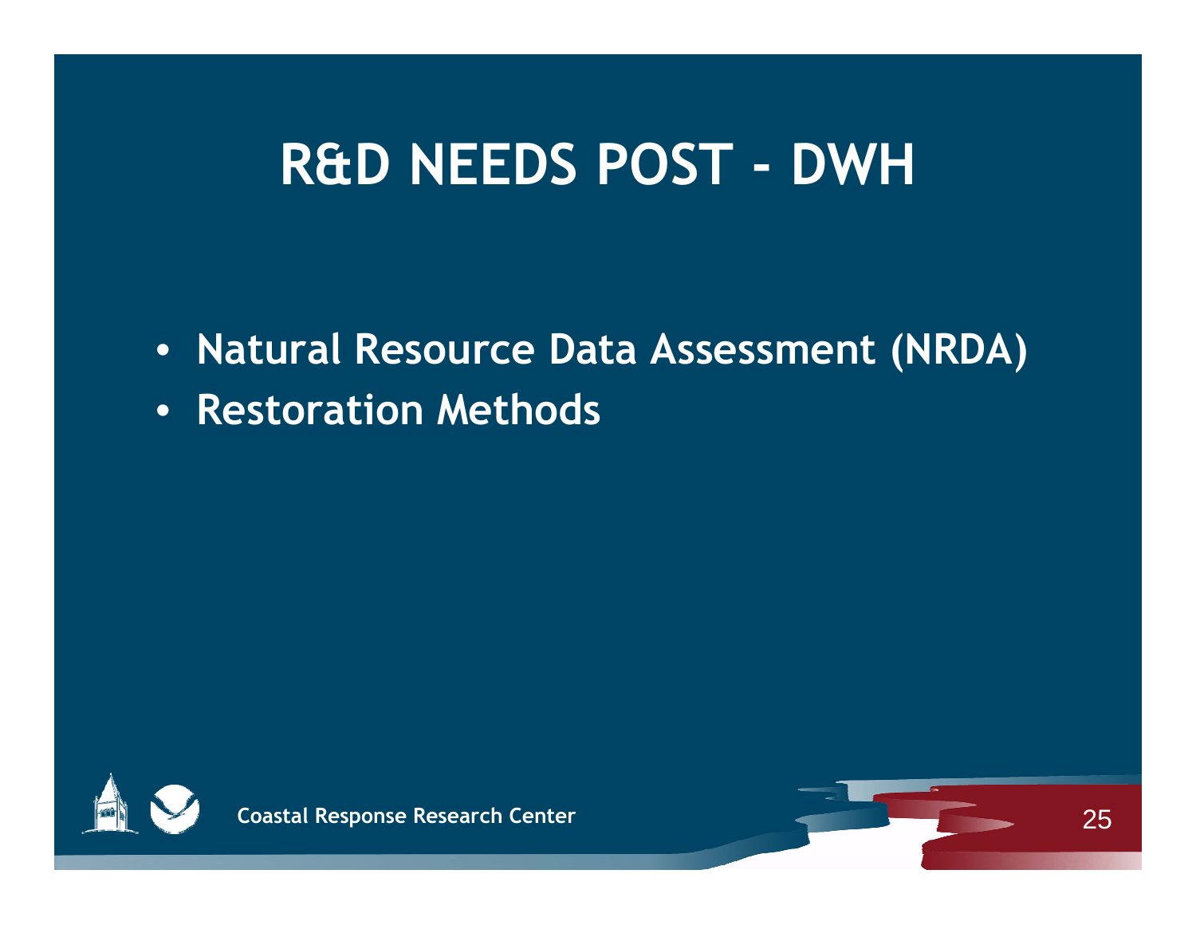# R&D NEEDS POST - DWH

- Natural Resource Data Assessment (NRDA)
- Restoration Methods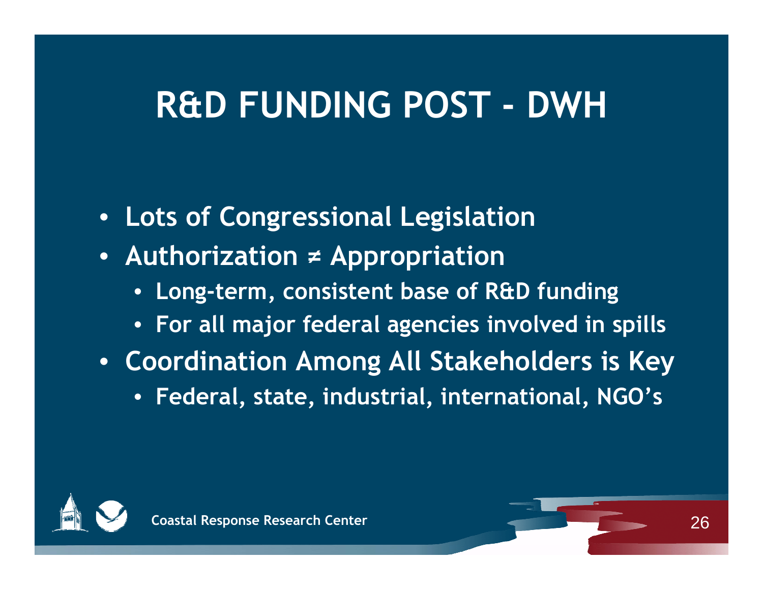# R&D FUNDING POST - DWH

- Lots of Congressional Legislation
- Authorization ≠ Appropriation
  - Long-term, consistent base of R&D funding
  - For all major federal agencies involved in spills
- Coordination Among All Stakeholders is Key
  - Federal, state, industrial, international, NGO's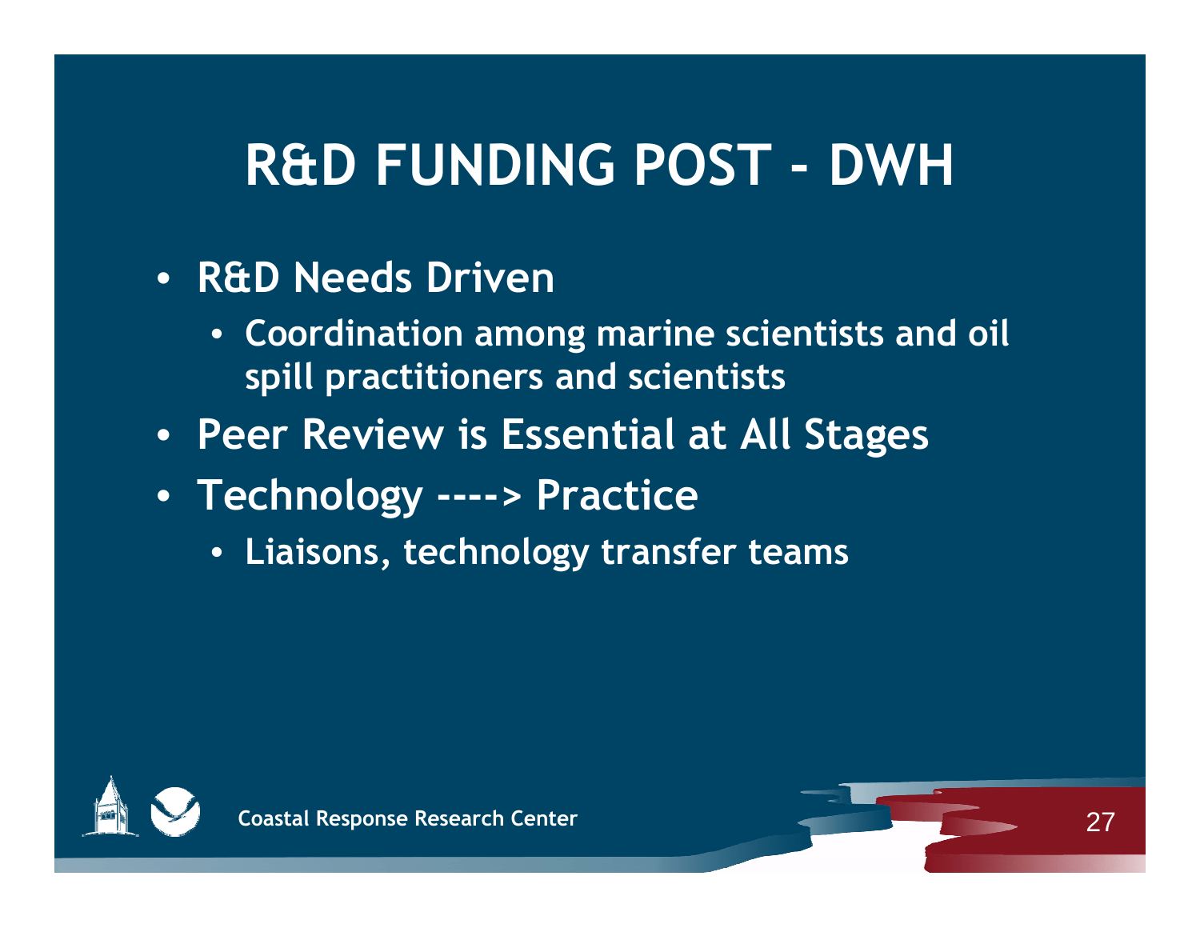# R&D FUNDING POST - DWH

- R&D Needs Driven
  - Coordination among marine scientists and oil spill practitioners and scientists
- Peer Review is Essential at All Stages
- Technology ----> Practice
  - Liaisons, technology transfer teams

Coastal Response Research Center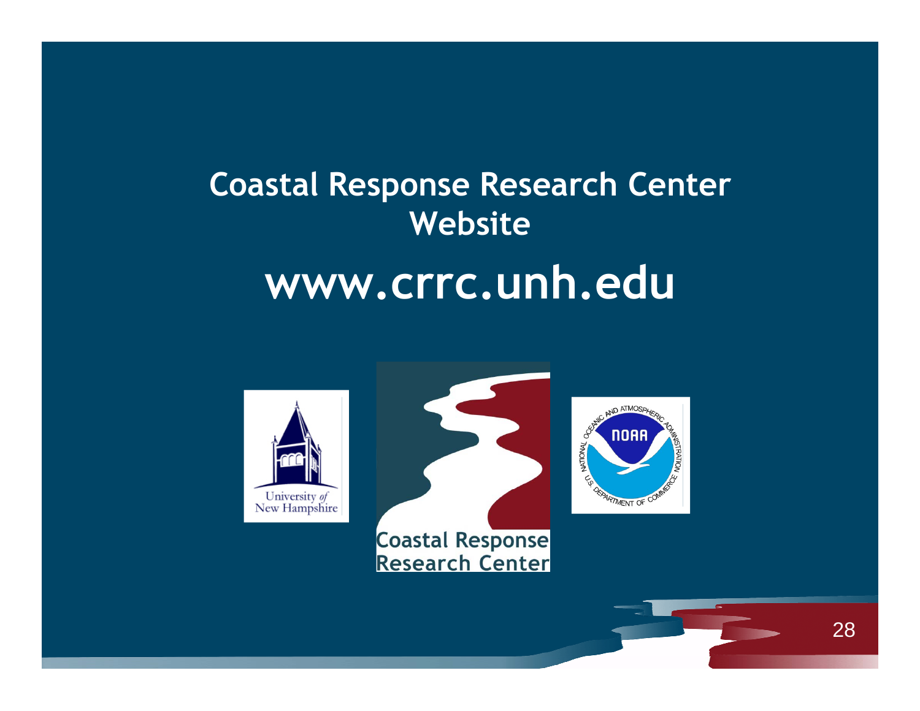# Coastal Response Research Center Website

## www.crrc.unh.edu